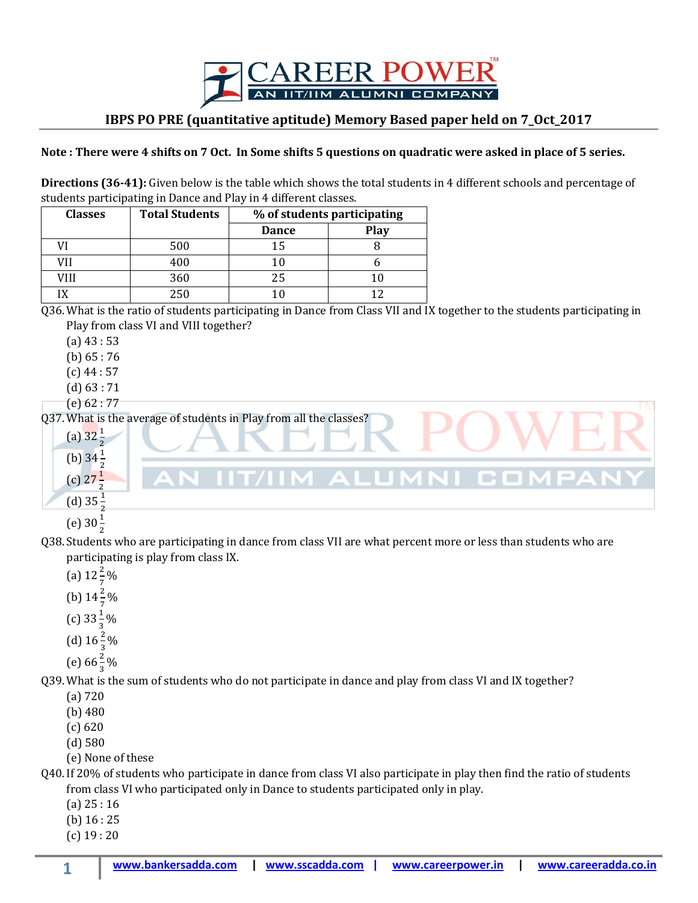**IBPS PO PRE (quantitative aptitude) Memory Based paper held on 7_Oct_2017**

**Note : There were 4 shifts on 7 Oct. In Some shifts 5 questions on quadratic were asked in place of 5 series.**

**Directions (36-41):** Given below is the table which shows the total students in 4 different schools and percentage of students participating in Dance and Play in 4 different classes.

| Classes | Total Students | % of students participating | |
|---|---|---|---|
| | | Dance | Play |
| VI | 500 | 15 | 8 |
| VII | 400 | 10 | 6 |
| VIII | 360 | 25 | 10 |
| IX | 250 | 10 | 12 |

Q36. What is the ratio of students participating in Dance from Class VII and IX together to the students participating in Play from class VI and VIII together?

(a) 43 : 53
(b) 65 : 76
(c) 44 : 57
(d) 63 : 71
(e) 62 : 77

Q37. What is the average of students in Play from all the classes?

(a) $32\frac{1}{2}$
(b) $34\frac{1}{2}$
(c) $27\frac{1}{2}$
(d) $35\frac{1}{2}$
(e) $30\frac{1}{2}$

Q38. Students who are participating in dance from class VII are what percent more or less than students who are participating is play from class IX.

(a) $12\frac{2}{7}\%$
(b) $14\frac{2}{7}\%$
(c) $33\frac{1}{3}\%$
(d) $16\frac{2}{3}\%$
(e) $66\frac{2}{3}\%$

Q39. What is the sum of students who do not participate in dance and play from class VI and IX together?

(a) 720
(b) 480
(c) 620
(d) 580
(e) None of these

Q40. If 20% of students who participate in dance from class VI also participate in play then find the ratio of students from class VI who participated only in Dance to students participated only in play.

(a) 25 : 16
(b) 16 : 25
(c) 19 : 20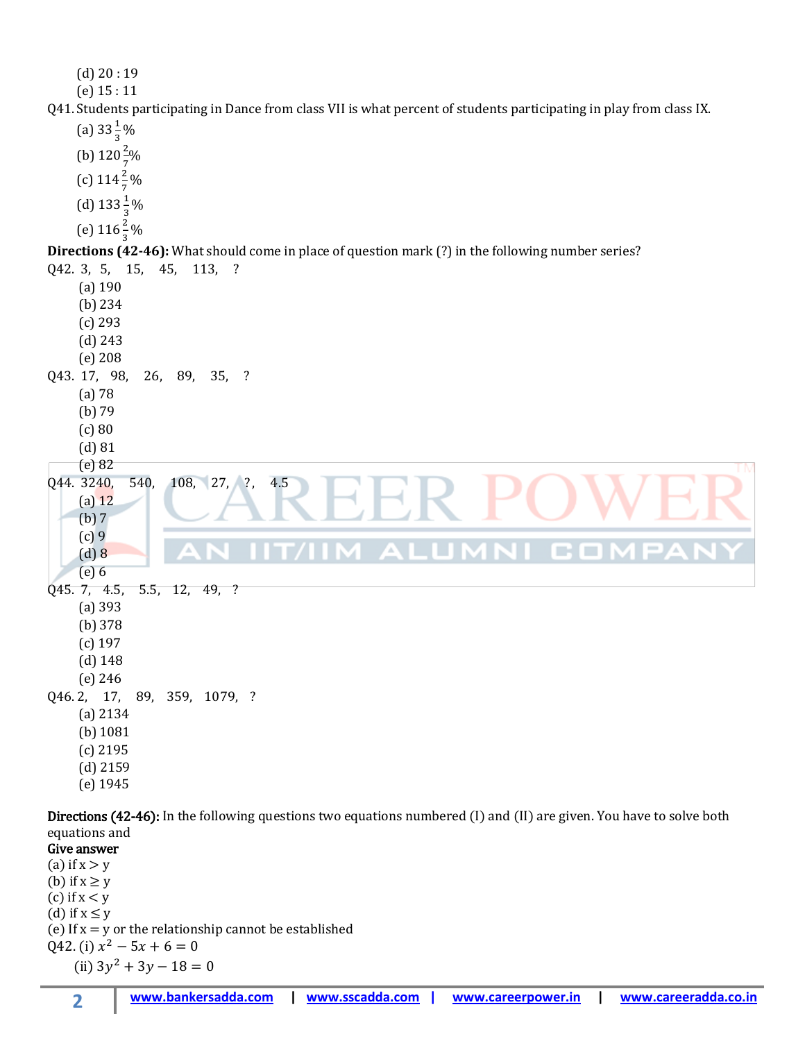(d) 20 : 19
(e) 15 : 11

Q41. Students participating in Dance from class VII is what percent of students participating in play from class IX.

(a) $33\frac{1}{3}\%$
(b) $120\frac{2}{7}\%$
(c) $114\frac{2}{7}\%$
(d) $133\frac{1}{3}\%$
(e) $116\frac{2}{3}\%$

**Directions (42-46):** What should come in place of question mark (?) in the following number series?

Q42. 3, 5, 15, 45, 113, ?
(a) 190
(b) 234
(c) 293
(d) 243
(e) 208

Q43. 17, 98, 26, 89, 35, ?
(a) 78
(b) 79
(c) 80
(d) 81
(e) 82

Q44. 3240, 540, 108, 27, ?, 4.5
(a) 12
(b) 7
(c) 9
(d) 8
(e) 6

Q45. 7, 4.5, 5.5, 12, 49, ?
(a) 393
(b) 378
(c) 197
(d) 148
(e) 246

Q46. 2, 17, 89, 359, 1079, ?
(a) 2134
(b) 1081
(c) 2195
(d) 2159
(e) 1945

**Directions (42-46):** In the following questions two equations numbered (I) and (II) are given. You have to solve both equations and

**Give answer**
(a) if x > y
(b) if x ≥ y
(c) if x < y
(d) if x ≤ y
(e) If x = y or the relationship cannot be established

Q42. (i) $x^2 - 5x + 6 = 0$
(ii) $3y^2 + 3y - 18 = 0$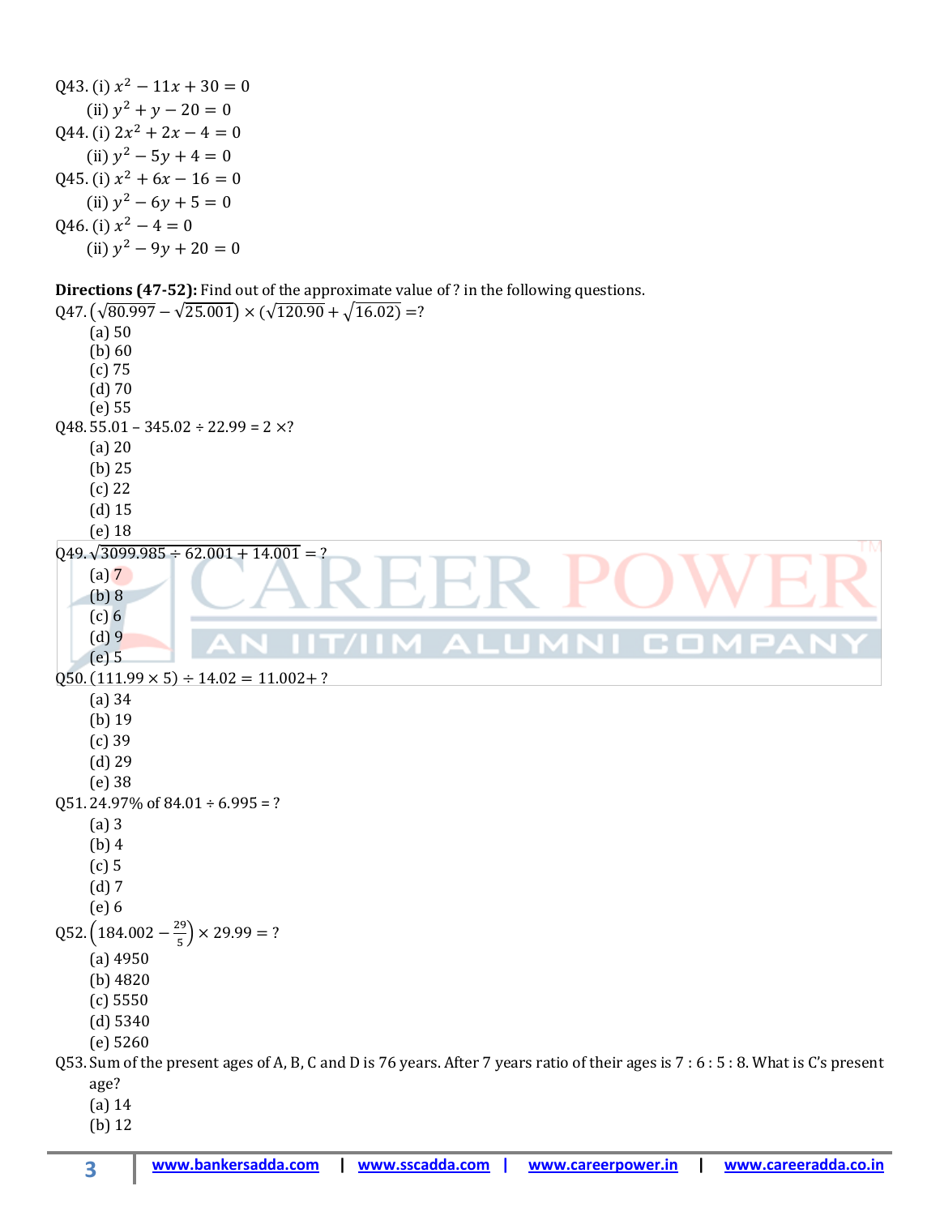Q43. (i) $x^2 - 11x + 30 = 0$

(ii) $y^2 + y - 20 = 0$

Q44. (i) $2x^2 + 2x - 4 = 0$

(ii) $y^2 - 5y + 4 = 0$

Q45. (i) $x^2 + 6x - 16 = 0$

(ii) $y^2 - 6y + 5 = 0$

Q46. (i) $x^2 - 4 = 0$

(ii) $y^2 - 9y + 20 = 0$

**Directions (47-52):** Find out of the approximate value of ? in the following questions.

Q47. $(\sqrt{80.997} - \sqrt{25.001}) \times (\sqrt{120.90} + \sqrt{16.02}) =?$

(a) 50
(b) 60
(c) 75
(d) 70
(e) 55

Q48. 55.01 – 345.02 ÷ 22.99 = 2 ×?

(a) 20
(b) 25
(c) 22
(d) 15
(e) 18

Q49. $\sqrt{3099.985 \div 62.001 + 14.001} = ?$

(a) 7
(b) 8
(c) 6
(d) 9
(e) 5

Q50. (111.99 × 5) ÷ 14.02 = 11.002+ ?

(a) 34
(b) 19
(c) 39
(d) 29
(e) 38

Q51. 24.97% of 84.01 ÷ 6.995 = ?

(a) 3
(b) 4
(c) 5
(d) 7
(e) 6

Q52. $\left(184.002 - \frac{29}{5}\right) \times 29.99 = ?$

(a) 4950
(b) 4820
(c) 5550
(d) 5340
(e) 5260

Q53. Sum of the present ages of A, B, C and D is 76 years. After 7 years ratio of their ages is 7 : 6 : 5 : 8. What is C's present age?

(a) 14
(b) 12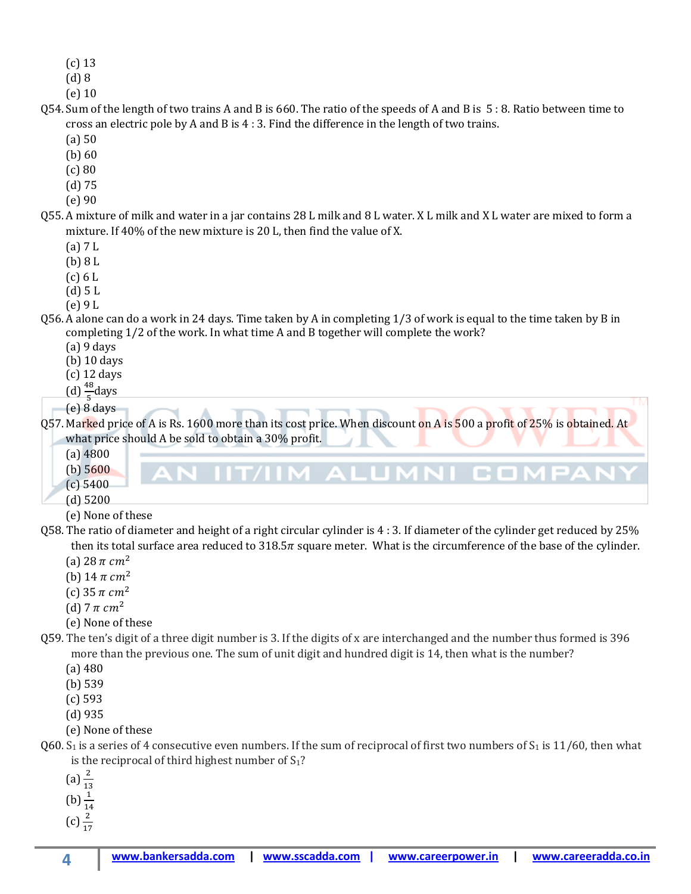(c) 13
(d) 8
(e) 10

Q54. Sum of the length of two trains A and B is 660. The ratio of the speeds of A and B is 5 : 8. Ratio between time to cross an electric pole by A and B is 4 : 3. Find the difference in the length of two trains.
(a) 50
(b) 60
(c) 80
(d) 75
(e) 90

Q55. A mixture of milk and water in a jar contains 28 L milk and 8 L water. X L milk and X L water are mixed to form a mixture. If 40% of the new mixture is 20 L, then find the value of X.
(a) 7 L
(b) 8 L
(c) 6 L
(d) 5 L
(e) 9 L

Q56. A alone can do a work in 24 days. Time taken by A in completing 1/3 of work is equal to the time taken by B in completing 1/2 of the work. In what time A and B together will complete the work?
(a) 9 days
(b) 10 days
(c) 12 days
(d) $\frac{48}{5}$days
(e) 8 days

Q57. Marked price of A is Rs. 1600 more than its cost price. When discount on A is 500 a profit of 25% is obtained. At what price should A be sold to obtain a 30% profit.
(a) 4800
(b) 5600
(c) 5400
(d) 5200
(e) None of these

Q58. The ratio of diameter and height of a right circular cylinder is 4 : 3. If diameter of the cylinder get reduced by 25% then its total surface area reduced to 318.5$\pi$ square meter. What is the circumference of the base of the cylinder.
(a) $28\,\pi\,cm^2$
(b) $14\,\pi\,cm^2$
(c) $35\,\pi\,cm^2$
(d) $7\,\pi\,cm^2$
(e) None of these

Q59. The ten's digit of a three digit number is 3. If the digits of x are interchanged and the number thus formed is 396 more than the previous one. The sum of unit digit and hundred digit is 14, then what is the number?
(a) 480
(b) 539
(c) 593
(d) 935
(e) None of these

Q60. $S_1$ is a series of 4 consecutive even numbers. If the sum of reciprocal of first two numbers of $S_1$ is 11/60, then what is the reciprocal of third highest number of $S_1$?
(a) $\frac{2}{13}$
(b) $\frac{1}{14}$
(c) $\frac{2}{17}$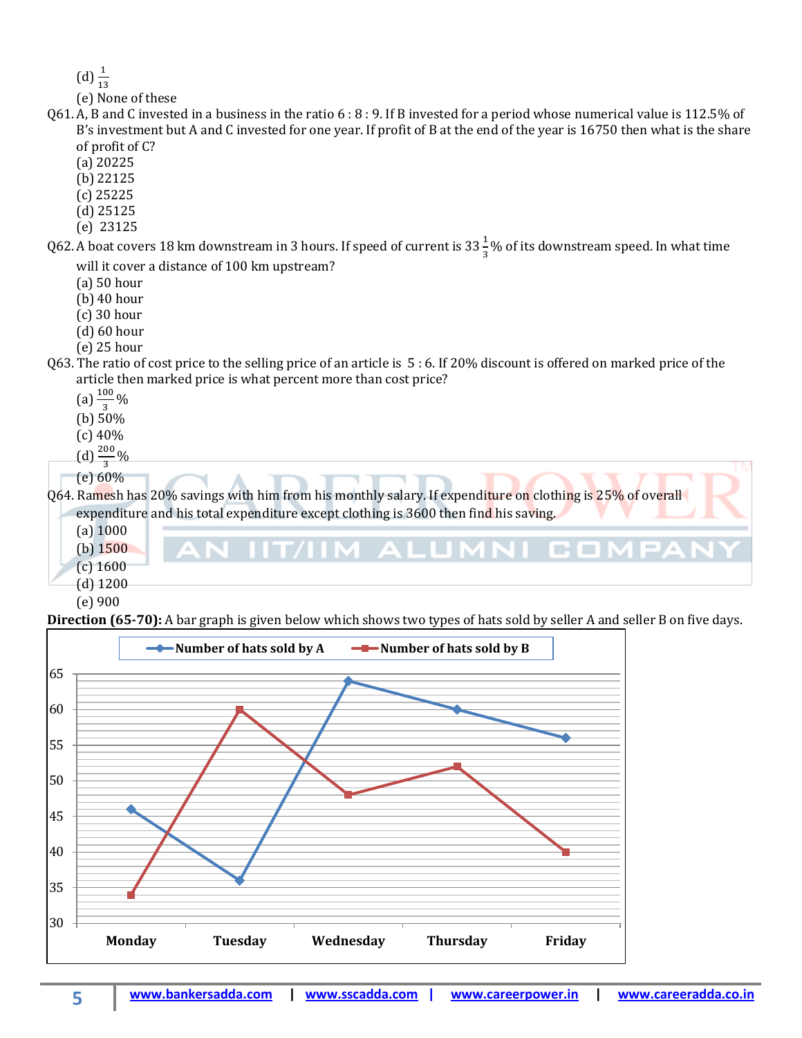(d) $\frac{1}{13}$

(e) None of these

Q61. A, B and C invested in a business in the ratio 6 : 8 : 9. If B invested for a period whose numerical value is 112.5% of B's investment but A and C invested for one year. If profit of B at the end of the year is 16750 then what is the share of profit of C?

(a) 20225
(b) 22125
(c) 25225
(d) 25125
(e) 23125

Q62. A boat covers 18 km downstream in 3 hours. If speed of current is $33\frac{1}{3}$% of its downstream speed. In what time will it cover a distance of 100 km upstream?

(a) 50 hour
(b) 40 hour
(c) 30 hour
(d) 60 hour
(e) 25 hour

Q63. The ratio of cost price to the selling price of an article is 5 : 6. If 20% discount is offered on marked price of the article then marked price is what percent more than cost price?

(a) $\frac{100}{3}$%
(b) 50%
(c) 40%
(d) $\frac{200}{3}$%
(e) 60%

Q64. Ramesh has 20% savings with him from his monthly salary. If expenditure on clothing is 25% of overall expenditure and his total expenditure except clothing is 3600 then find his saving.

(a) 1000
(b) 1500
(c) 1600
(d) 1200
(e) 900

**Direction (65-70):** A bar graph is given below which shows two types of hats sold by seller A and seller B on five days.

| Day | Number of hats sold by A | Number of hats sold by B |
|---|---|---|
| Monday | 46 | 34 |
| Tuesday | 36 | 60 |
| Wednesday | 64 | 48 |
| Thursday | 60 | 52 |
| Friday | 56 | 40 |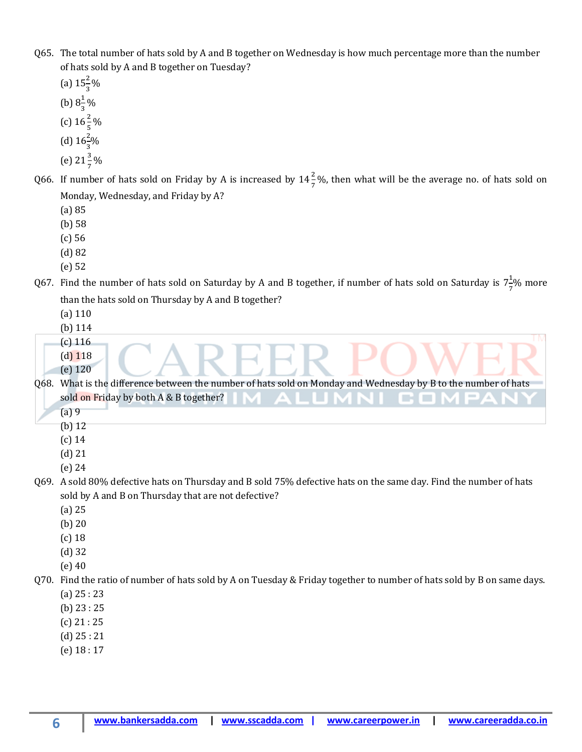Q65. The total number of hats sold by A and B together on Wednesday is how much percentage more than the number of hats sold by A and B together on Tuesday?

(a) $15\frac{2}{3}\%$

(b) $8\frac{1}{3}\%$

(c) $16\frac{2}{5}\%$

(d) $16\frac{2}{3}\%$

(e) $21\frac{3}{7}\%$

Q66. If number of hats sold on Friday by A is increased by $14\frac{2}{7}\%$, then what will be the average no. of hats sold on Monday, Wednesday, and Friday by A?

(a) 85

(b) 58

(c) 56

(d) 82

(e) 52

Q67. Find the number of hats sold on Saturday by A and B together, if number of hats sold on Saturday is $7\frac{1}{7}\%$ more than the hats sold on Thursday by A and B together?

(a) 110

(b) 114

(c) 116

(d) 118

(e) 120

Q68. What is the difference between the number of hats sold on Monday and Wednesday by B to the number of hats sold on Friday by both A & B together?

(a) 9

(b) 12

(c) 14

(d) 21

(e) 24

Q69. A sold 80% defective hats on Thursday and B sold 75% defective hats on the same day. Find the number of hats sold by A and B on Thursday that are not defective?

(a) 25

(b) 20

(c) 18

(d) 32

(e) 40

Q70. Find the ratio of number of hats sold by A on Tuesday & Friday together to number of hats sold by B on same days.

(a) 25 : 23

(b) 23 : 25

(c) 21 : 25

(d) 25 : 21

(e) 18 : 17